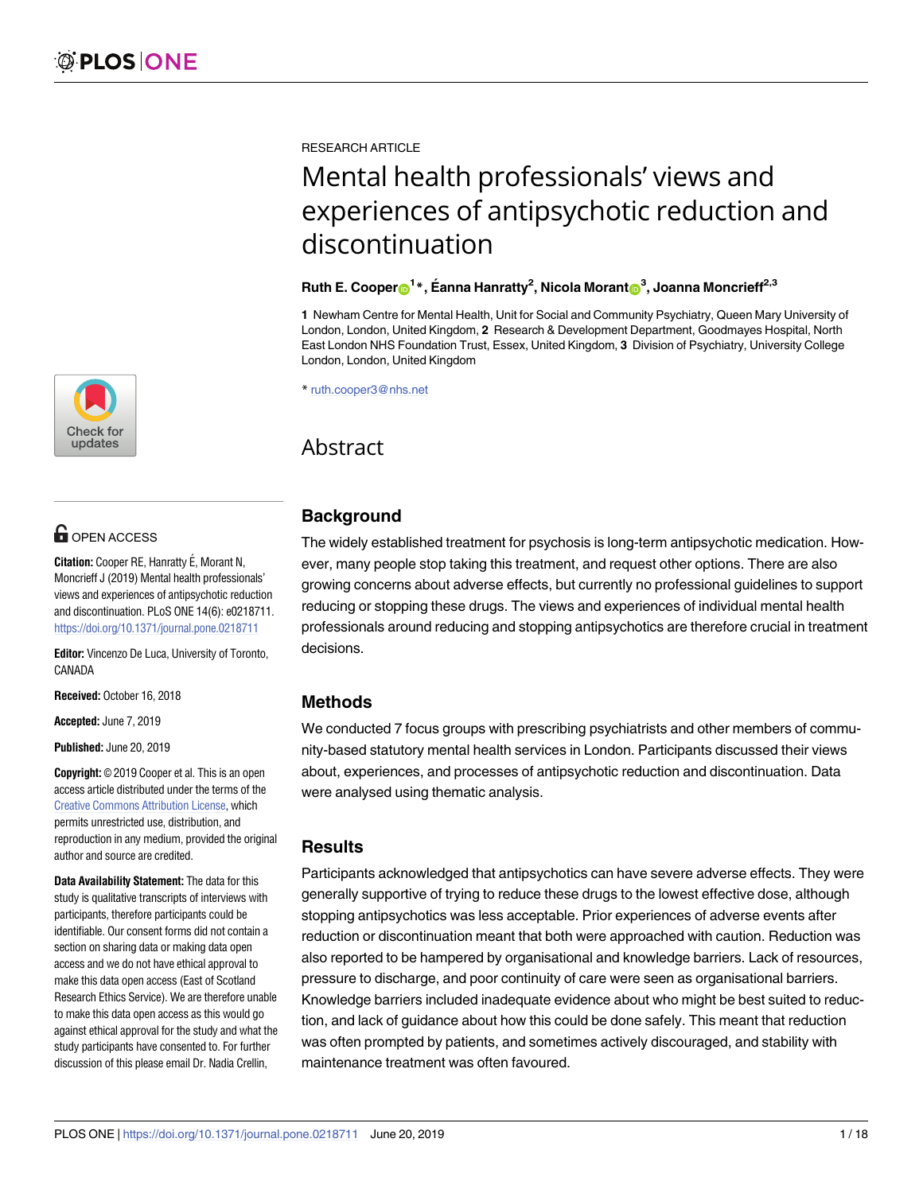RESEARCH ARTICLE

# Mental health professionals' views and experiences of antipsychotic reduction and discontinuation

**Ruth E. Cooper[1]*, Éanna Hanratty[2], Nicola Morant[3], Joanna Moncrieff[2,3]**

**1** Newham Centre for Mental Health, Unit for Social and Community Psychiatry, Queen Mary University of London, London, United Kingdom, **2** Research & Development Department, Goodmayes Hospital, North East London NHS Foundation Trust, Essex, United Kingdom, **3** Division of Psychiatry, University College London, London, United Kingdom

* ruth.cooper3@nhs.net

OPEN ACCESS

**Citation:** Cooper RE, Hanratty É, Morant N, Moncrieff J (2019) Mental health professionals' views and experiences of antipsychotic reduction and discontinuation. PLoS ONE 14(6): e0218711. https://doi.org/10.1371/journal.pone.0218711

**Editor:** Vincenzo De Luca, University of Toronto, CANADA

**Received:** October 16, 2018

**Accepted:** June 7, 2019

**Published:** June 20, 2019

**Copyright:** © 2019 Cooper et al. This is an open access article distributed under the terms of the Creative Commons Attribution License, which permits unrestricted use, distribution, and reproduction in any medium, provided the original author and source are credited.

**Data Availability Statement:** The data for this study is qualitative transcripts of interviews with participants, therefore participants could be identifiable. Our consent forms did not contain a section on sharing data or making data open access and we do not have ethical approval to make this data open access (East of Scotland Research Ethics Service). We are therefore unable to make this data open access as this would go against ethical approval for the study and what the study participants have consented to. For further discussion of this please email Dr. Nadia Crellin,

## Abstract

### Background

The widely established treatment for psychosis is long-term antipsychotic medication. However, many people stop taking this treatment, and request other options. There are also growing concerns about adverse effects, but currently no professional guidelines to support reducing or stopping these drugs. The views and experiences of individual mental health professionals around reducing and stopping antipsychotics are therefore crucial in treatment decisions.

### Methods

We conducted 7 focus groups with prescribing psychiatrists and other members of community-based statutory mental health services in London. Participants discussed their views about, experiences, and processes of antipsychotic reduction and discontinuation. Data were analysed using thematic analysis.

### Results

Participants acknowledged that antipsychotics can have severe adverse effects. They were generally supportive of trying to reduce these drugs to the lowest effective dose, although stopping antipsychotics was less acceptable. Prior experiences of adverse events after reduction or discontinuation meant that both were approached with caution. Reduction was also reported to be hampered by organisational and knowledge barriers. Lack of resources, pressure to discharge, and poor continuity of care were seen as organisational barriers. Knowledge barriers included inadequate evidence about who might be best suited to reduction, and lack of guidance about how this could be done safely. This meant that reduction was often prompted by patients, and sometimes actively discouraged, and stability with maintenance treatment was often favoured.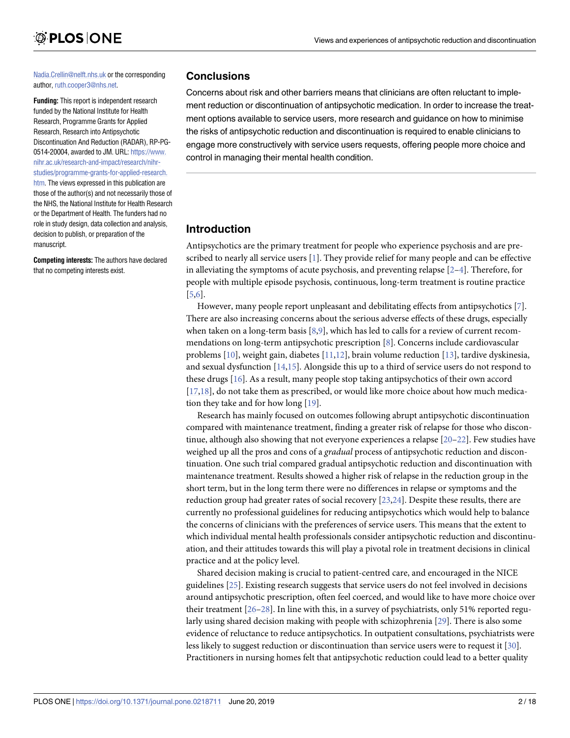Nadia.Crellin@nelft.nhs.uk or the corresponding author, ruth.cooper3@nhs.net.

**Funding:** This report is independent research funded by the National Institute for Health Research, Programme Grants for Applied Research, Research into Antipsychotic Discontinuation And Reduction (RADAR), RP-PG-0514-20004, awarded to JM. URL: https://www.nihr.ac.uk/research-and-impact/research/nihr-studies/programme-grants-for-applied-research.htm. The views expressed in this publication are those of the author(s) and not necessarily those of the NHS, the National Institute for Health Research or the Department of Health. The funders had no role in study design, data collection and analysis, decision to publish, or preparation of the manuscript.

**Competing interests:** The authors have declared that no competing interests exist.

## Conclusions

Concerns about risk and other barriers means that clinicians are often reluctant to implement reduction or discontinuation of antipsychotic medication. In order to increase the treatment options available to service users, more research and guidance on how to minimise the risks of antipsychotic reduction and discontinuation is required to enable clinicians to engage more constructively with service users requests, offering people more choice and control in managing their mental health condition.

## Introduction

Antipsychotics are the primary treatment for people who experience psychosis and are prescribed to nearly all service users [1]. They provide relief for many people and can be effective in alleviating the symptoms of acute psychosis, and preventing relapse [2–4]. Therefore, for people with multiple episode psychosis, continuous, long-term treatment is routine practice [5,6].

However, many people report unpleasant and debilitating effects from antipsychotics [7]. There are also increasing concerns about the serious adverse effects of these drugs, especially when taken on a long-term basis [8,9], which has led to calls for a review of current recommendations on long-term antipsychotic prescription [8]. Concerns include cardiovascular problems [10], weight gain, diabetes [11,12], brain volume reduction [13], tardive dyskinesia, and sexual dysfunction [14,15]. Alongside this up to a third of service users do not respond to these drugs [16]. As a result, many people stop taking antipsychotics of their own accord [17,18], do not take them as prescribed, or would like more choice about how much medication they take and for how long [19].

Research has mainly focused on outcomes following abrupt antipsychotic discontinuation compared with maintenance treatment, finding a greater risk of relapse for those who discontinue, although also showing that not everyone experiences a relapse [20–22]. Few studies have weighed up all the pros and cons of a *gradual* process of antipsychotic reduction and discontinuation. One such trial compared gradual antipsychotic reduction and discontinuation with maintenance treatment. Results showed a higher risk of relapse in the reduction group in the short term, but in the long term there were no differences in relapse or symptoms and the reduction group had greater rates of social recovery [23,24]. Despite these results, there are currently no professional guidelines for reducing antipsychotics which would help to balance the concerns of clinicians with the preferences of service users. This means that the extent to which individual mental health professionals consider antipsychotic reduction and discontinuation, and their attitudes towards this will play a pivotal role in treatment decisions in clinical practice and at the policy level.

Shared decision making is crucial to patient-centred care, and encouraged in the NICE guidelines [25]. Existing research suggests that service users do not feel involved in decisions around antipsychotic prescription, often feel coerced, and would like to have more choice over their treatment [26–28]. In line with this, in a survey of psychiatrists, only 51% reported regularly using shared decision making with people with schizophrenia [29]. There is also some evidence of reluctance to reduce antipsychotics. In outpatient consultations, psychiatrists were less likely to suggest reduction or discontinuation than service users were to request it [30]. Practitioners in nursing homes felt that antipsychotic reduction could lead to a better quality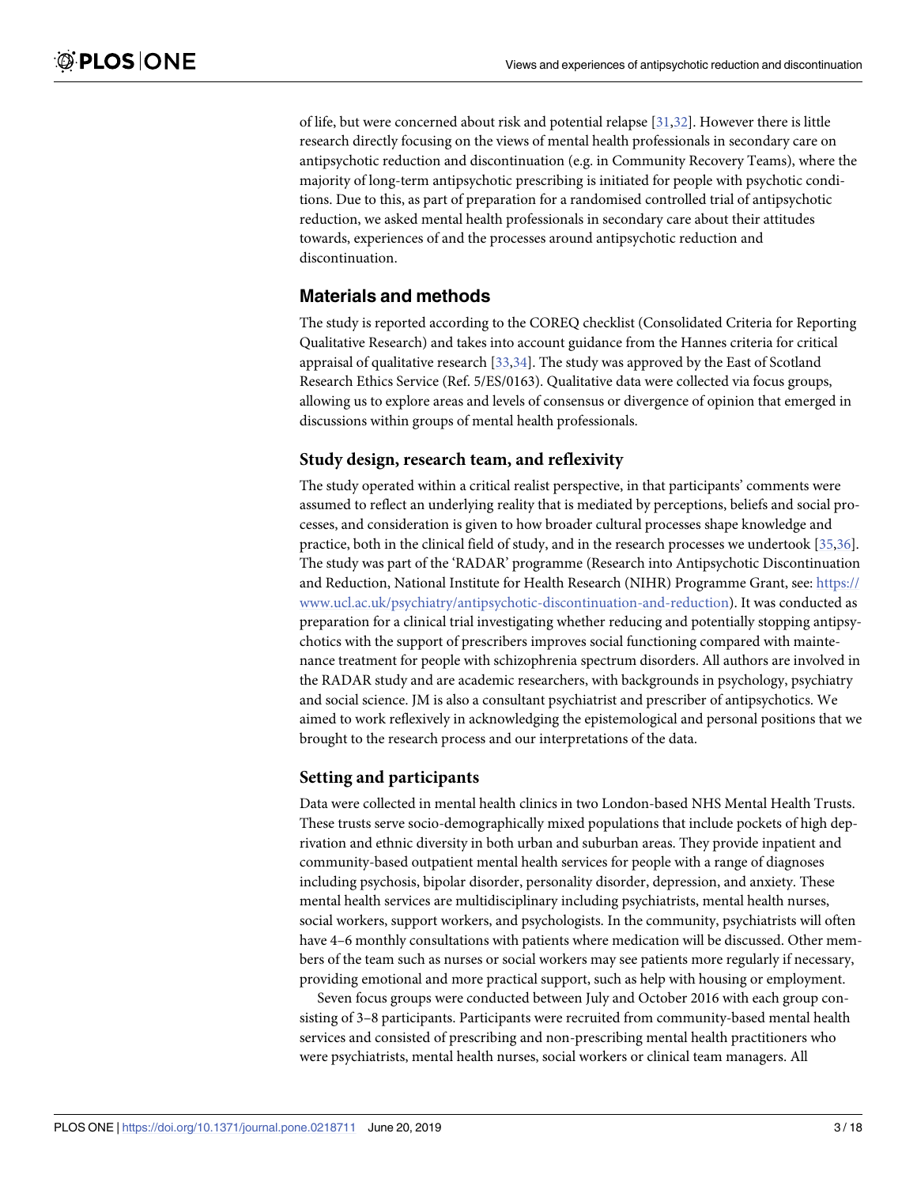of life, but were concerned about risk and potential relapse [31,32]. However there is little research directly focusing on the views of mental health professionals in secondary care on antipsychotic reduction and discontinuation (e.g. in Community Recovery Teams), where the majority of long-term antipsychotic prescribing is initiated for people with psychotic conditions. Due to this, as part of preparation for a randomised controlled trial of antipsychotic reduction, we asked mental health professionals in secondary care about their attitudes towards, experiences of and the processes around antipsychotic reduction and discontinuation.

## Materials and methods

The study is reported according to the COREQ checklist (Consolidated Criteria for Reporting Qualitative Research) and takes into account guidance from the Hannes criteria for critical appraisal of qualitative research [33,34]. The study was approved by the East of Scotland Research Ethics Service (Ref. 5/ES/0163). Qualitative data were collected via focus groups, allowing us to explore areas and levels of consensus or divergence of opinion that emerged in discussions within groups of mental health professionals.

### Study design, research team, and reflexivity

The study operated within a critical realist perspective, in that participants' comments were assumed to reflect an underlying reality that is mediated by perceptions, beliefs and social processes, and consideration is given to how broader cultural processes shape knowledge and practice, both in the clinical field of study, and in the research processes we undertook [35,36]. The study was part of the 'RADAR' programme (Research into Antipsychotic Discontinuation and Reduction, National Institute for Health Research (NIHR) Programme Grant, see: https://www.ucl.ac.uk/psychiatry/antipsychotic-discontinuation-and-reduction). It was conducted as preparation for a clinical trial investigating whether reducing and potentially stopping antipsychotics with the support of prescribers improves social functioning compared with maintenance treatment for people with schizophrenia spectrum disorders. All authors are involved in the RADAR study and are academic researchers, with backgrounds in psychology, psychiatry and social science. JM is also a consultant psychiatrist and prescriber of antipsychotics. We aimed to work reflexively in acknowledging the epistemological and personal positions that we brought to the research process and our interpretations of the data.

### Setting and participants

Data were collected in mental health clinics in two London-based NHS Mental Health Trusts. These trusts serve socio-demographically mixed populations that include pockets of high deprivation and ethnic diversity in both urban and suburban areas. They provide inpatient and community-based outpatient mental health services for people with a range of diagnoses including psychosis, bipolar disorder, personality disorder, depression, and anxiety. These mental health services are multidisciplinary including psychiatrists, mental health nurses, social workers, support workers, and psychologists. In the community, psychiatrists will often have 4–6 monthly consultations with patients where medication will be discussed. Other members of the team such as nurses or social workers may see patients more regularly if necessary, providing emotional and more practical support, such as help with housing or employment.

Seven focus groups were conducted between July and October 2016 with each group consisting of 3–8 participants. Participants were recruited from community-based mental health services and consisted of prescribing and non-prescribing mental health practitioners who were psychiatrists, mental health nurses, social workers or clinical team managers. All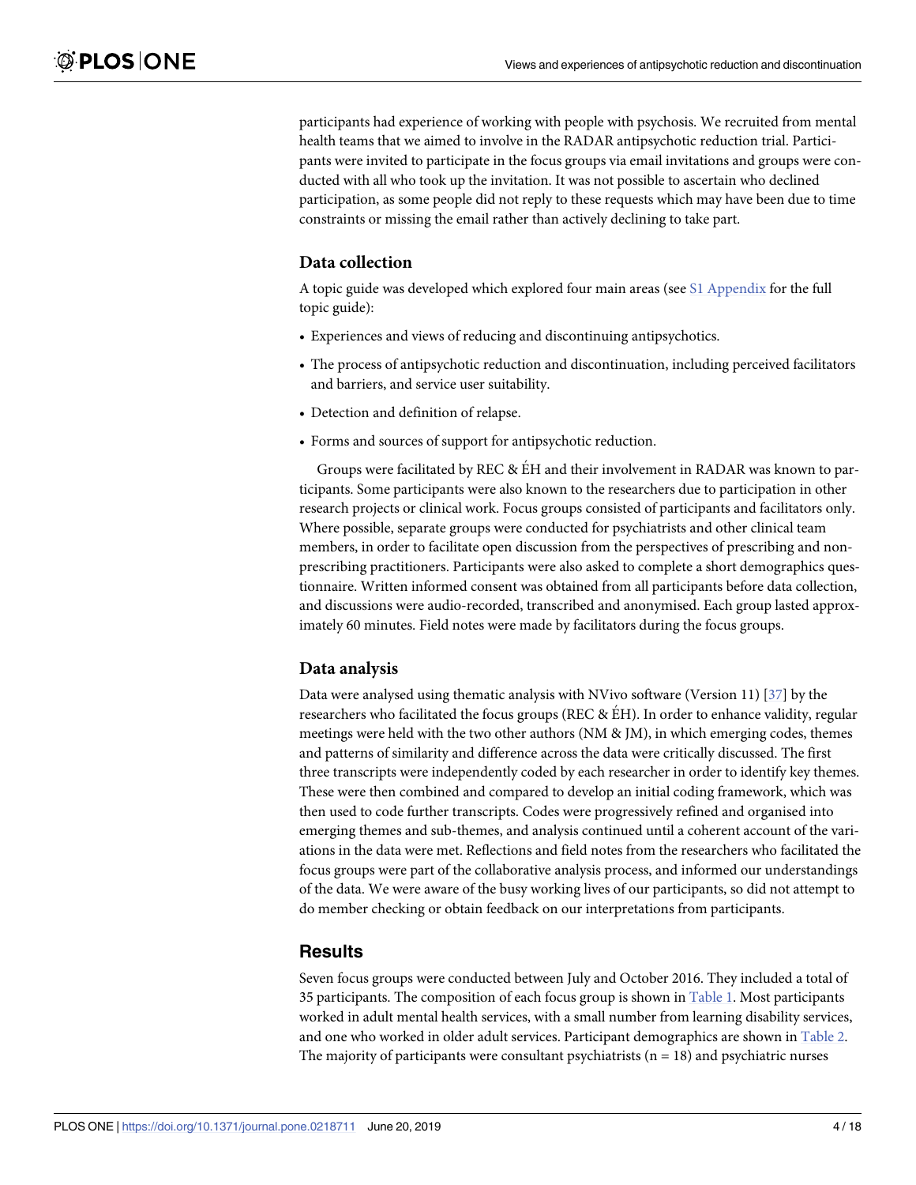participants had experience of working with people with psychosis. We recruited from mental health teams that we aimed to involve in the RADAR antipsychotic reduction trial. Participants were invited to participate in the focus groups via email invitations and groups were conducted with all who took up the invitation. It was not possible to ascertain who declined participation, as some people did not reply to these requests which may have been due to time constraints or missing the email rather than actively declining to take part.

### Data collection

A topic guide was developed which explored four main areas (see S1 Appendix for the full topic guide):

- Experiences and views of reducing and discontinuing antipsychotics.
- The process of antipsychotic reduction and discontinuation, including perceived facilitators and barriers, and service user suitability.
- Detection and definition of relapse.
- Forms and sources of support for antipsychotic reduction.

Groups were facilitated by REC & ÉH and their involvement in RADAR was known to participants. Some participants were also known to the researchers due to participation in other research projects or clinical work. Focus groups consisted of participants and facilitators only. Where possible, separate groups were conducted for psychiatrists and other clinical team members, in order to facilitate open discussion from the perspectives of prescribing and non-prescribing practitioners. Participants were also asked to complete a short demographics questionnaire. Written informed consent was obtained from all participants before data collection, and discussions were audio-recorded, transcribed and anonymised. Each group lasted approximately 60 minutes. Field notes were made by facilitators during the focus groups.

### Data analysis

Data were analysed using thematic analysis with NVivo software (Version 11) [37] by the researchers who facilitated the focus groups (REC & ÉH). In order to enhance validity, regular meetings were held with the two other authors (NM & JM), in which emerging codes, themes and patterns of similarity and difference across the data were critically discussed. The first three transcripts were independently coded by each researcher in order to identify key themes. These were then combined and compared to develop an initial coding framework, which was then used to code further transcripts. Codes were progressively refined and organised into emerging themes and sub-themes, and analysis continued until a coherent account of the variations in the data were met. Reflections and field notes from the researchers who facilitated the focus groups were part of the collaborative analysis process, and informed our understandings of the data. We were aware of the busy working lives of our participants, so did not attempt to do member checking or obtain feedback on our interpretations from participants.

## Results

Seven focus groups were conducted between July and October 2016. They included a total of 35 participants. The composition of each focus group is shown in Table 1. Most participants worked in adult mental health services, with a small number from learning disability services, and one who worked in older adult services. Participant demographics are shown in Table 2. The majority of participants were consultant psychiatrists ($n = 18$) and psychiatric nurses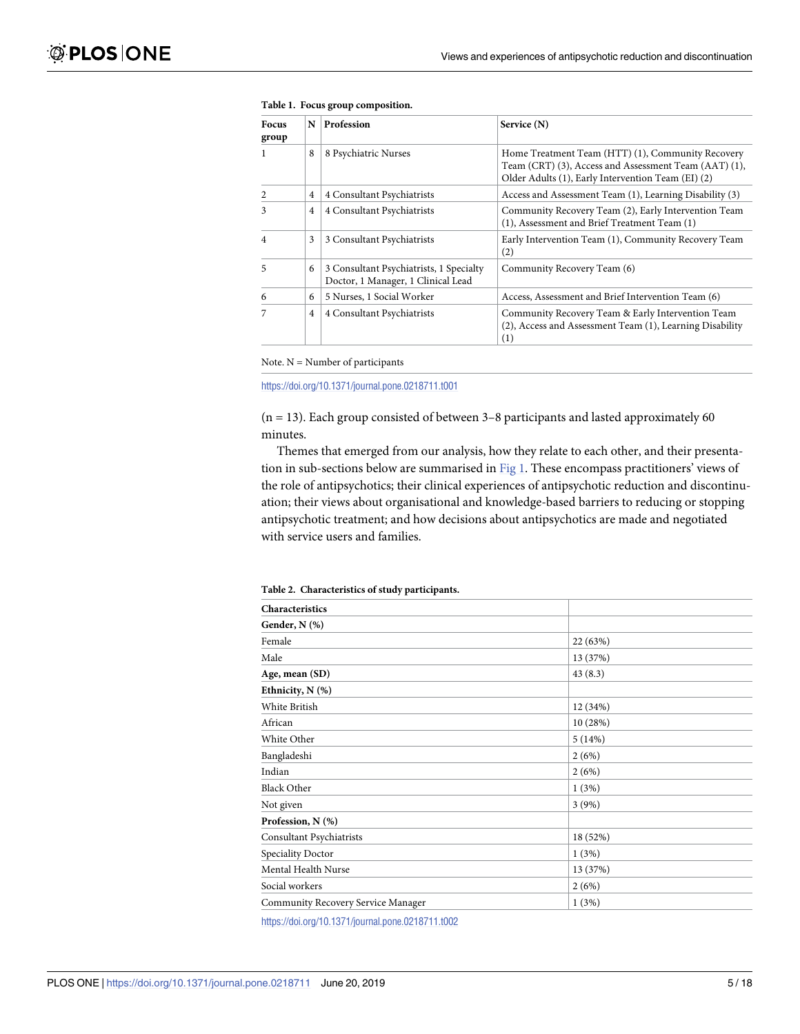**Table 1. Focus group composition.**

| Focus group | N | Profession | Service (N) |
|---|---|---|---|
| 1 | 8 | 8 Psychiatric Nurses | Home Treatment Team (HTT) (1), Community Recovery Team (CRT) (3), Access and Assessment Team (AAT) (1), Older Adults (1), Early Intervention Team (EI) (2) |
| 2 | 4 | 4 Consultant Psychiatrists | Access and Assessment Team (1), Learning Disability (3) |
| 3 | 4 | 4 Consultant Psychiatrists | Community Recovery Team (2), Early Intervention Team (1), Assessment and Brief Treatment Team (1) |
| 4 | 3 | 3 Consultant Psychiatrists | Early Intervention Team (1), Community Recovery Team (2) |
| 5 | 6 | 3 Consultant Psychiatrists, 1 Specialty Doctor, 1 Manager, 1 Clinical Lead | Community Recovery Team (6) |
| 6 | 6 | 5 Nurses, 1 Social Worker | Access, Assessment and Brief Intervention Team (6) |
| 7 | 4 | 4 Consultant Psychiatrists | Community Recovery Team & Early Intervention Team (2), Access and Assessment Team (1), Learning Disability (1) |

Note. N = Number of participants

https://doi.org/10.1371/journal.pone.0218711.t001

(n = 13). Each group consisted of between 3–8 participants and lasted approximately 60 minutes.

Themes that emerged from our analysis, how they relate to each other, and their presentation in sub-sections below are summarised in Fig 1. These encompass practitioners' views of the role of antipsychotics; their clinical experiences of antipsychotic reduction and discontinuation; their views about organisational and knowledge-based barriers to reducing or stopping antipsychotic treatment; and how decisions about antipsychotics are made and negotiated with service users and families.

**Table 2. Characteristics of study participants.**

| Characteristics | |
|---|---|
| **Gender, N (%)** | |
| Female | 22 (63%) |
| Male | 13 (37%) |
| **Age, mean (SD)** | 43 (8.3) |
| **Ethnicity, N (%)** | |
| White British | 12 (34%) |
| African | 10 (28%) |
| White Other | 5 (14%) |
| Bangladeshi | 2 (6%) |
| Indian | 2 (6%) |
| Black Other | 1 (3%) |
| Not given | 3 (9%) |
| **Profession, N (%)** | |
| Consultant Psychiatrists | 18 (52%) |
| Speciality Doctor | 1 (3%) |
| Mental Health Nurse | 13 (37%) |
| Social workers | 2 (6%) |
| Community Recovery Service Manager | 1 (3%) |

https://doi.org/10.1371/journal.pone.0218711.t002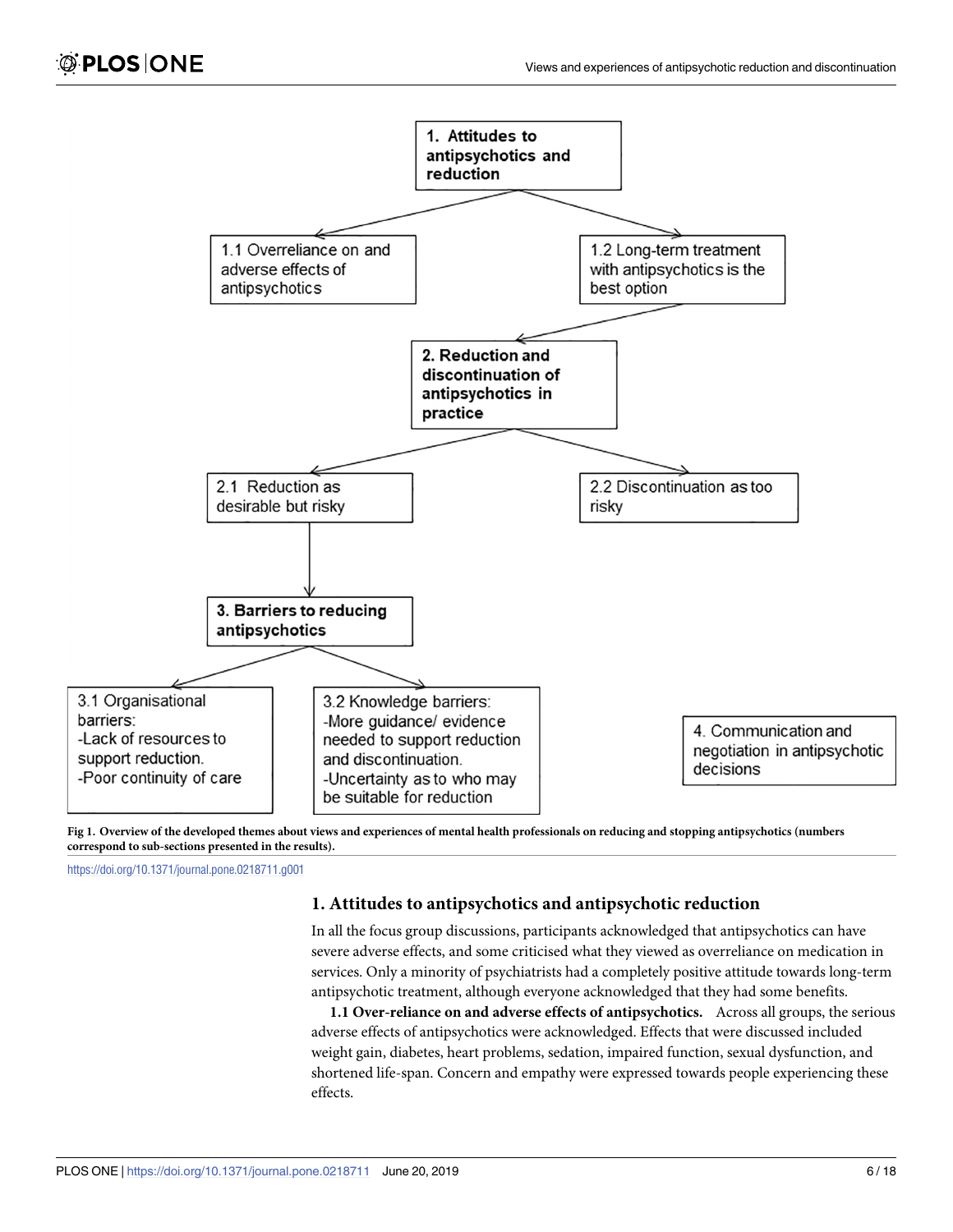1. Attitudes to antipsychotics and reduction

1.1 Overreliance on and adverse effects of antipsychotics

1.2 Long-term treatment with antipsychotics is the best option

2. Reduction and discontinuation of antipsychotics in practice

2.1 Reduction as desirable but risky

2.2 Discontinuation as too risky

3. Barriers to reducing antipsychotics

3.1 Organisational barriers:
-Lack of resources to support reduction.
-Poor continuity of care

3.2 Knowledge barriers:
-More guidance/ evidence needed to support reduction and discontinuation.
-Uncertainty as to who may be suitable for reduction

4. Communication and negotiation in antipsychotic decisions

**Fig 1. Overview of the developed themes about views and experiences of mental health professionals on reducing and stopping antipsychotics (numbers correspond to sub-sections presented in the results).**

https://doi.org/10.1371/journal.pone.0218711.g001

## 1. Attitudes to antipsychotics and antipsychotic reduction

In all the focus group discussions, participants acknowledged that antipsychotics can have severe adverse effects, and some criticised what they viewed as overreliance on medication in services. Only a minority of psychiatrists had a completely positive attitude towards long-term antipsychotic treatment, although everyone acknowledged that they had some benefits.

**1.1 Over-reliance on and adverse effects of antipsychotics.** Across all groups, the serious adverse effects of antipsychotics were acknowledged. Effects that were discussed included weight gain, diabetes, heart problems, sedation, impaired function, sexual dysfunction, and shortened life-span. Concern and empathy were expressed towards people experiencing these effects.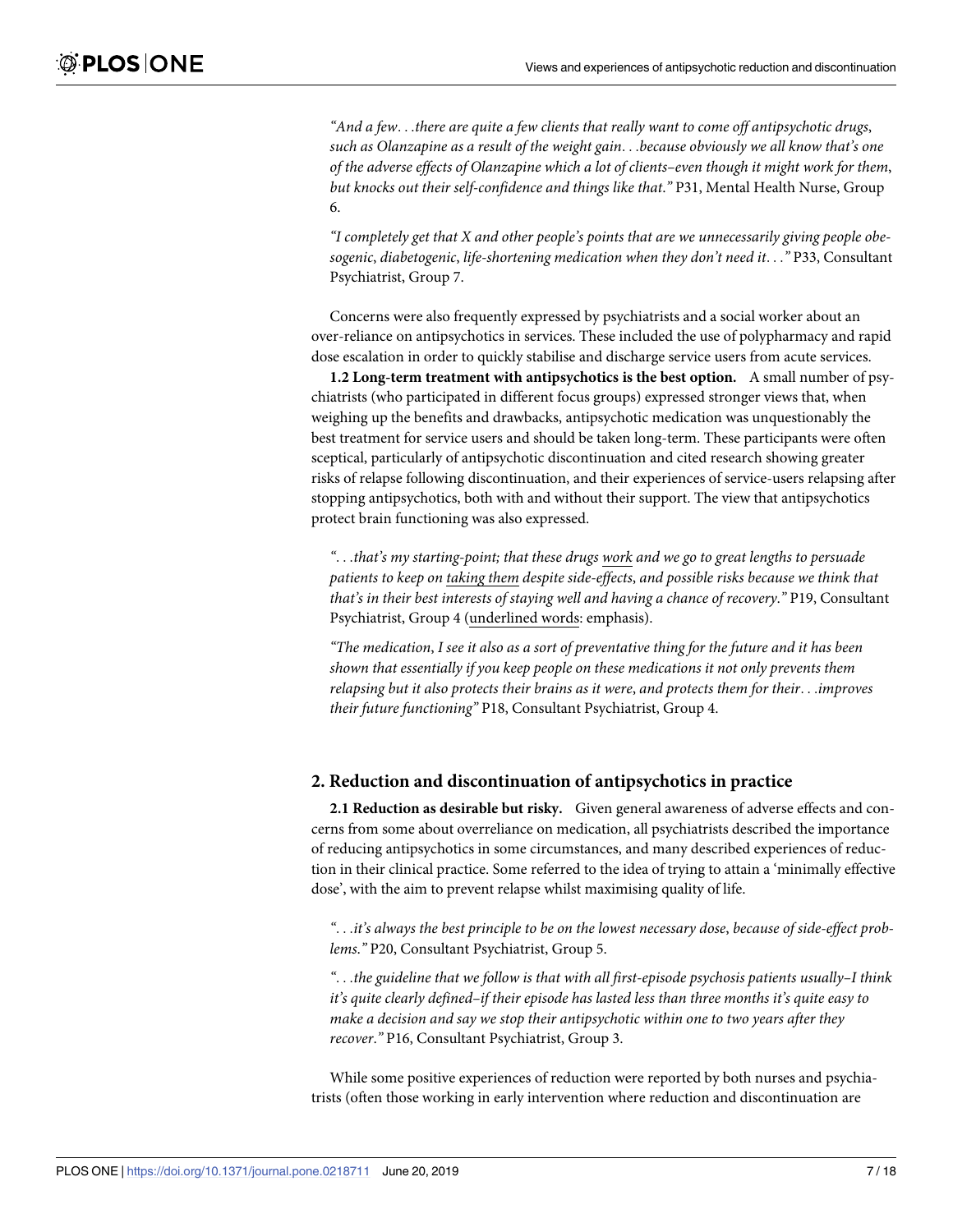*"And a few. . .there are quite a few clients that really want to come off antipsychotic drugs, such as Olanzapine as a result of the weight gain. . .because obviously we all know that's one of the adverse effects of Olanzapine which a lot of clients–even though it might work for them, but knocks out their self-confidence and things like that."* P31, Mental Health Nurse, Group 6.

*"I completely get that X and other people's points that are we unnecessarily giving people obesogenic, diabetogenic, life-shortening medication when they don't need it. . ."* P33, Consultant Psychiatrist, Group 7.

Concerns were also frequently expressed by psychiatrists and a social worker about an over-reliance on antipsychotics in services. These included the use of polypharmacy and rapid dose escalation in order to quickly stabilise and discharge service users from acute services.

**1.2 Long-term treatment with antipsychotics is the best option.** A small number of psychiatrists (who participated in different focus groups) expressed stronger views that, when weighing up the benefits and drawbacks, antipsychotic medication was unquestionably the best treatment for service users and should be taken long-term. These participants were often sceptical, particularly of antipsychotic discontinuation and cited research showing greater risks of relapse following discontinuation, and their experiences of service-users relapsing after stopping antipsychotics, both with and without their support. The view that antipsychotics protect brain functioning was also expressed.

*". . .that's my starting-point; that these drugs <u>work</u> and we go to great lengths to persuade patients to keep on <u>taking them</u> despite side-effects, and possible risks because we think that that's in their best interests of staying well and having a chance of recovery."* P19, Consultant Psychiatrist, Group 4 (<u>underlined words</u>: emphasis).

*"The medication, I see it also as a sort of preventative thing for the future and it has been shown that essentially if you keep people on these medications it not only prevents them relapsing but it also protects their brains as it were, and protects them for their. . .improves their future functioning"* P18, Consultant Psychiatrist, Group 4.

## 2. Reduction and discontinuation of antipsychotics in practice

**2.1 Reduction as desirable but risky.** Given general awareness of adverse effects and concerns from some about overreliance on medication, all psychiatrists described the importance of reducing antipsychotics in some circumstances, and many described experiences of reduction in their clinical practice. Some referred to the idea of trying to attain a 'minimally effective dose', with the aim to prevent relapse whilst maximising quality of life.

*". . .it's always the best principle to be on the lowest necessary dose, because of side-effect problems."* P20, Consultant Psychiatrist, Group 5.

*". . .the guideline that we follow is that with all first-episode psychosis patients usually–I think it's quite clearly defined–if their episode has lasted less than three months it's quite easy to make a decision and say we stop their antipsychotic within one to two years after they recover."* P16, Consultant Psychiatrist, Group 3.

While some positive experiences of reduction were reported by both nurses and psychiatrists (often those working in early intervention where reduction and discontinuation are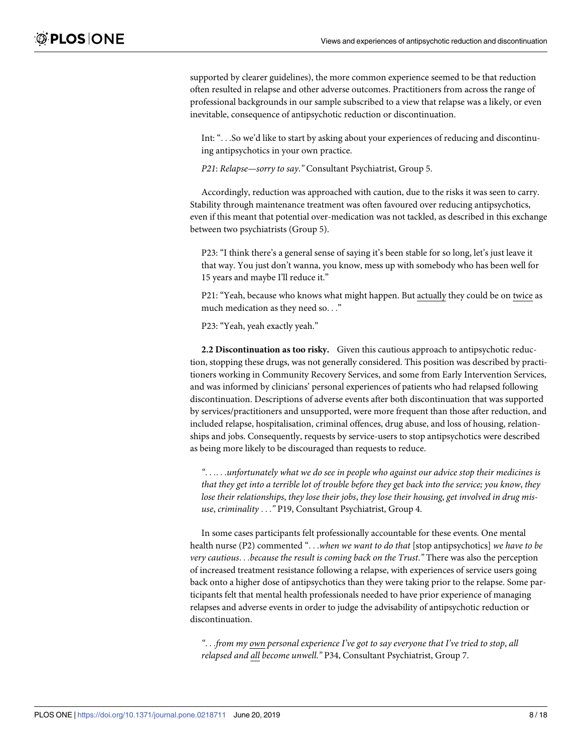supported by clearer guidelines), the more common experience seemed to be that reduction often resulted in relapse and other adverse outcomes. Practitioners from across the range of professional backgrounds in our sample subscribed to a view that relapse was a likely, or even inevitable, consequence of antipsychotic reduction or discontinuation.

> Int: ". . .So we'd like to start by asking about your experiences of reducing and discontinuing antipsychotics in your own practice.
>
> *P21*: *Relapse—sorry to say."* Consultant Psychiatrist, Group 5.

Accordingly, reduction was approached with caution, due to the risks it was seen to carry. Stability through maintenance treatment was often favoured over reducing antipsychotics, even if this meant that potential over-medication was not tackled, as described in this exchange between two psychiatrists (Group 5).

> P23: "I think there's a general sense of saying it's been stable for so long, let's just leave it that way. You just don't wanna, you know, mess up with somebody who has been well for 15 years and maybe I'll reduce it."
>
> P21: "Yeah, because who knows what might happen. But <u>actually</u> they could be on <u>twice</u> as much medication as they need so. . ."
>
> P23: "Yeah, yeah exactly yeah."

**2.2 Discontinuation as too risky.** Given this cautious approach to antipsychotic reduction, stopping these drugs, was not generally considered. This position was described by practitioners working in Community Recovery Services, and some from Early Intervention Services, and was informed by clinicians' personal experiences of patients who had relapsed following discontinuation. Descriptions of adverse events after both discontinuation that was supported by services/practitioners and unsupported, were more frequent than those after reduction, and included relapse, hospitalisation, criminal offences, drug abuse, and loss of housing, relationships and jobs. Consequently, requests by service-users to stop antipsychotics were described as being more likely to be discouraged than requests to reduce.

> *". . .. . .unfortunately what we do see in people who against our advice stop their medicines is that they get into a terrible lot of trouble before they get back into the service; you know, they lose their relationships, they lose their jobs, they lose their housing, get involved in drug misuse, criminality . . ."* P19, Consultant Psychiatrist, Group 4.

In some cases participants felt professionally accountable for these events. One mental health nurse (P2) commented ". . .*when we want to do that* [stop antipsychotics] *we have to be very cautious*. . .*because the result is coming back on the Trust*.*"* There was also the perception of increased treatment resistance following a relapse, with experiences of service users going back onto a higher dose of antipsychotics than they were taking prior to the relapse. Some participants felt that mental health professionals needed to have prior experience of managing relapses and adverse events in order to judge the advisability of antipsychotic reduction or discontinuation.

> *". . .from my <u>own</u> personal experience I've got to say everyone that I've tried to stop, all relapsed and <u>all</u> become unwell."* P34, Consultant Psychiatrist, Group 7.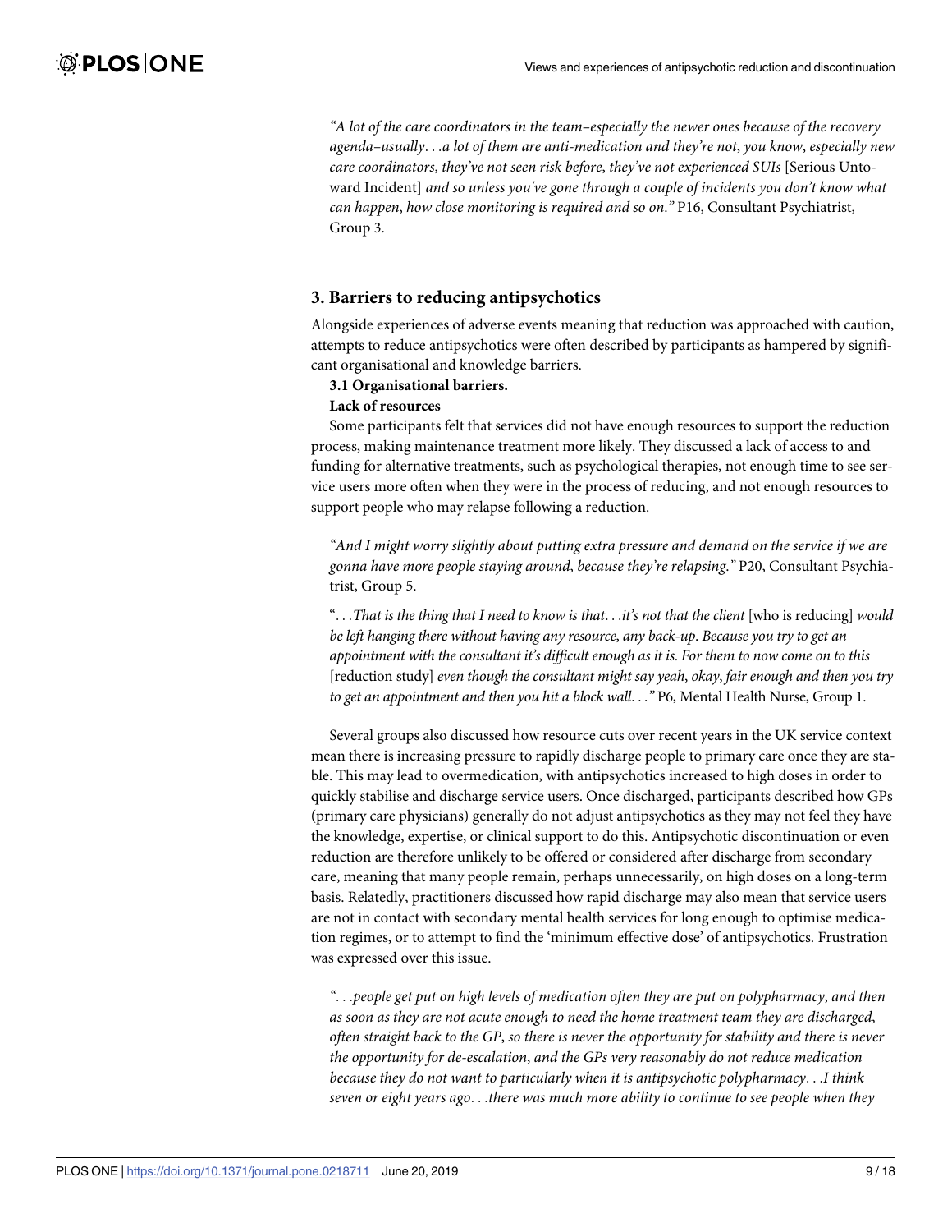*"A lot of the care coordinators in the team–especially the newer ones because of the recovery agenda–usually. . .a lot of them are anti-medication and they're not, you know, especially new care coordinators, they've not seen risk before, they've not experienced SUIs* [Serious Untoward Incident] *and so unless you've gone through a couple of incidents you don't know what can happen, how close monitoring is required and so on."* P16, Consultant Psychiatrist, Group 3.

## 3. Barriers to reducing antipsychotics

Alongside experiences of adverse events meaning that reduction was approached with caution, attempts to reduce antipsychotics were often described by participants as hampered by significant organisational and knowledge barriers.

### 3.1 Organisational barriers.

**Lack of resources**

Some participants felt that services did not have enough resources to support the reduction process, making maintenance treatment more likely. They discussed a lack of access to and funding for alternative treatments, such as psychological therapies, not enough time to see service users more often when they were in the process of reducing, and not enough resources to support people who may relapse following a reduction.

*"And I might worry slightly about putting extra pressure and demand on the service if we are gonna have more people staying around, because they're relapsing."* P20, Consultant Psychiatrist, Group 5.

*". . .That is the thing that I need to know is that. . .it's not that the client* [who is reducing] *would be left hanging there without having any resource, any back-up. Because you try to get an appointment with the consultant it's difficult enough as it is. For them to now come on to this* [reduction study] *even though the consultant might say yeah, okay, fair enough and then you try to get an appointment and then you hit a block wall. . ."* P6, Mental Health Nurse, Group 1.

Several groups also discussed how resource cuts over recent years in the UK service context mean there is increasing pressure to rapidly discharge people to primary care once they are stable. This may lead to overmedication, with antipsychotics increased to high doses in order to quickly stabilise and discharge service users. Once discharged, participants described how GPs (primary care physicians) generally do not adjust antipsychotics as they may not feel they have the knowledge, expertise, or clinical support to do this. Antipsychotic discontinuation or even reduction are therefore unlikely to be offered or considered after discharge from secondary care, meaning that many people remain, perhaps unnecessarily, on high doses on a long-term basis. Relatedly, practitioners discussed how rapid discharge may also mean that service users are not in contact with secondary mental health services for long enough to optimise medication regimes, or to attempt to find the 'minimum effective dose' of antipsychotics. Frustration was expressed over this issue.

*". . .people get put on high levels of medication often they are put on polypharmacy, and then as soon as they are not acute enough to need the home treatment team they are discharged, often straight back to the GP, so there is never the opportunity for stability and there is never the opportunity for de-escalation, and the GPs very reasonably do not reduce medication because they do not want to particularly when it is antipsychotic polypharmacy. . .I think seven or eight years ago. . .there was much more ability to continue to see people when they*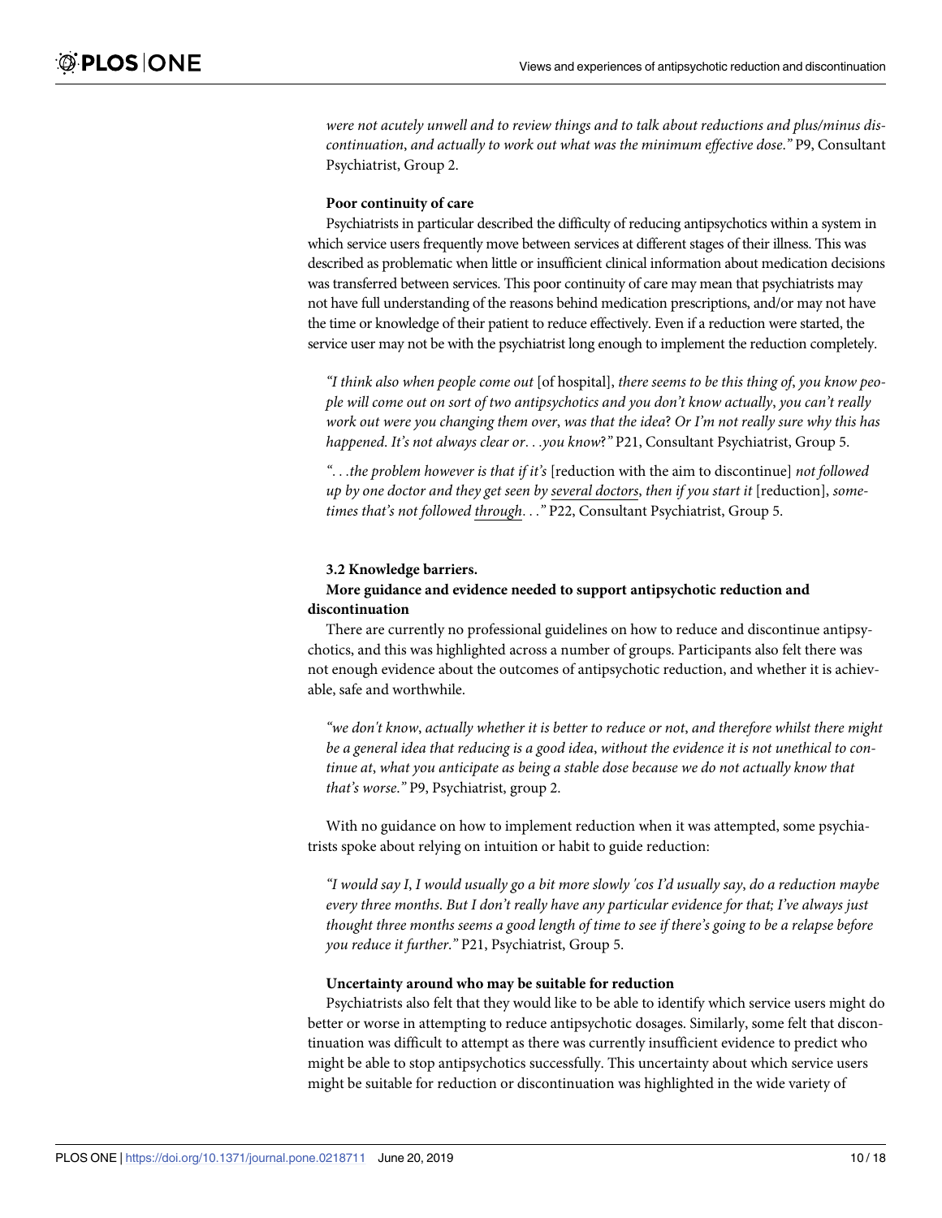*were not acutely unwell and to review things and to talk about reductions and plus/minus discontinuation, and actually to work out what was the minimum effective dose."* P9, Consultant Psychiatrist, Group 2.

**Poor continuity of care**

Psychiatrists in particular described the difficulty of reducing antipsychotics within a system in which service users frequently move between services at different stages of their illness. This was described as problematic when little or insufficient clinical information about medication decisions was transferred between services. This poor continuity of care may mean that psychiatrists may not have full understanding of the reasons behind medication prescriptions, and/or may not have the time or knowledge of their patient to reduce effectively. Even if a reduction were started, the service user may not be with the psychiatrist long enough to implement the reduction completely.

> *"I think also when people come out* [of hospital], *there seems to be this thing of, you know people will come out on sort of two antipsychotics and you don't know actually, you can't really work out were you changing them over, was that the idea? Or I'm not really sure why this has happened. It's not always clear or. . .you know?"* P21, Consultant Psychiatrist, Group 5.

> *". . .the problem however is that if it's* [reduction with the aim to discontinue] *not followed up by one doctor and they get seen by <u>several doctors</u>, then if you start it* [reduction], *sometimes that's not followed <u>through</u>. . ."* P22, Consultant Psychiatrist, Group 5.

#### 3.2 Knowledge barriers.

**More guidance and evidence needed to support antipsychotic reduction and discontinuation**

There are currently no professional guidelines on how to reduce and discontinue antipsychotics, and this was highlighted across a number of groups. Participants also felt there was not enough evidence about the outcomes of antipsychotic reduction, and whether it is achievable, safe and worthwhile.

> *"we don't know, actually whether it is better to reduce or not, and therefore whilst there might be a general idea that reducing is a good idea, without the evidence it is not unethical to continue at, what you anticipate as being a stable dose because we do not actually know that that's worse."* P9, Psychiatrist, group 2.

With no guidance on how to implement reduction when it was attempted, some psychiatrists spoke about relying on intuition or habit to guide reduction:

> *"I would say I, I would usually go a bit more slowly 'cos I'd usually say, do a reduction maybe every three months. But I don't really have any particular evidence for that; I've always just thought three months seems a good length of time to see if there's going to be a relapse before you reduce it further."* P21, Psychiatrist, Group 5.

**Uncertainty around who may be suitable for reduction**

Psychiatrists also felt that they would like to be able to identify which service users might do better or worse in attempting to reduce antipsychotic dosages. Similarly, some felt that discontinuation was difficult to attempt as there was currently insufficient evidence to predict who might be able to stop antipsychotics successfully. This uncertainty about which service users might be suitable for reduction or discontinuation was highlighted in the wide variety of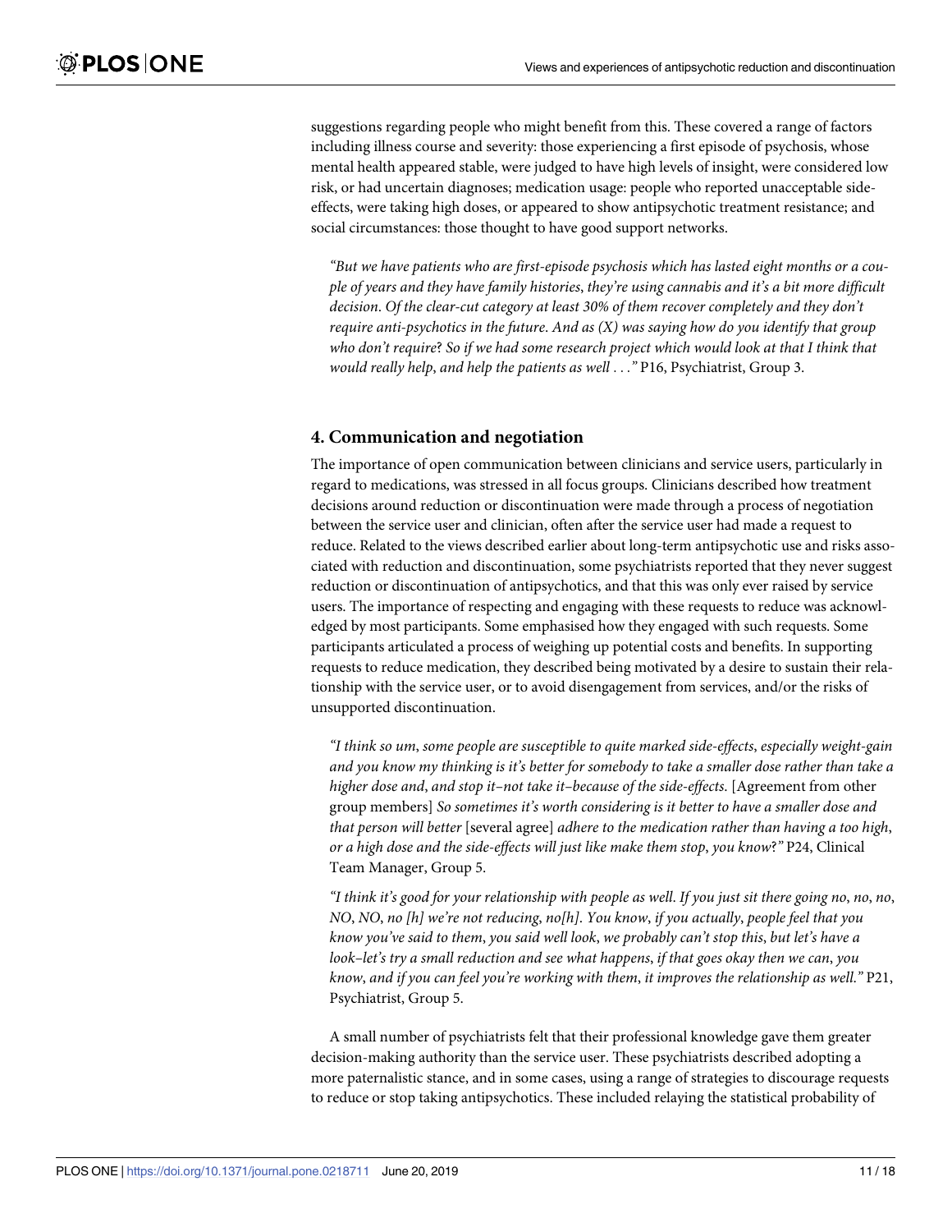suggestions regarding people who might benefit from this. These covered a range of factors including illness course and severity: those experiencing a first episode of psychosis, whose mental health appeared stable, were judged to have high levels of insight, were considered low risk, or had uncertain diagnoses; medication usage: people who reported unacceptable side-effects, were taking high doses, or appeared to show antipsychotic treatment resistance; and social circumstances: those thought to have good support networks.

> *"But we have patients who are first-episode psychosis which has lasted eight months or a couple of years and they have family histories, they're using cannabis and it's a bit more difficult decision. Of the clear-cut category at least 30% of them recover completely and they don't require anti-psychotics in the future. And as (X) was saying how do you identify that group who don't require? So if we had some research project which would look at that I think that would really help, and help the patients as well . . ."* P16, Psychiatrist, Group 3.

## 4. Communication and negotiation

The importance of open communication between clinicians and service users, particularly in regard to medications, was stressed in all focus groups. Clinicians described how treatment decisions around reduction or discontinuation were made through a process of negotiation between the service user and clinician, often after the service user had made a request to reduce. Related to the views described earlier about long-term antipsychotic use and risks associated with reduction and discontinuation, some psychiatrists reported that they never suggest reduction or discontinuation of antipsychotics, and that this was only ever raised by service users. The importance of respecting and engaging with these requests to reduce was acknowledged by most participants. Some emphasised how they engaged with such requests. Some participants articulated a process of weighing up potential costs and benefits. In supporting requests to reduce medication, they described being motivated by a desire to sustain their relationship with the service user, or to avoid disengagement from services, and/or the risks of unsupported discontinuation.

> *"I think so um, some people are susceptible to quite marked side-effects, especially weight-gain and you know my thinking is it's better for somebody to take a smaller dose rather than take a higher dose and, and stop it–not take it–because of the side-effects.* [Agreement from other group members] *So sometimes it's worth considering is it better to have a smaller dose and that person will better* [several agree] *adhere to the medication rather than having a too high, or a high dose and the side-effects will just like make them stop, you know?"* P24, Clinical Team Manager, Group 5.

> *"I think it's good for your relationship with people as well. If you just sit there going no, no, no, NO, NO, no [h] we're not reducing, no[h]. You know, if you actually, people feel that you know you've said to them, you said well look, we probably can't stop this, but let's have a look–let's try a small reduction and see what happens, if that goes okay then we can, you know, and if you can feel you're working with them, it improves the relationship as well."* P21, Psychiatrist, Group 5.

A small number of psychiatrists felt that their professional knowledge gave them greater decision-making authority than the service user. These psychiatrists described adopting a more paternalistic stance, and in some cases, using a range of strategies to discourage requests to reduce or stop taking antipsychotics. These included relaying the statistical probability of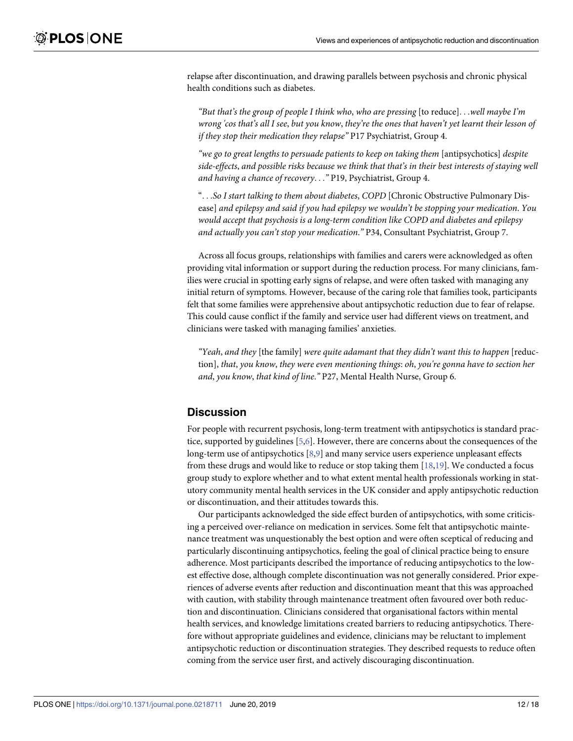relapse after discontinuation, and drawing parallels between psychosis and chronic physical health conditions such as diabetes.

> *"But that's the group of people I think who, who are pressing* [to reduce]*. . .well maybe I'm wrong 'cos that's all I see, but you know, they're the ones that haven't yet learnt their lesson of if they stop their medication they relapse"* P17 Psychiatrist, Group 4.

> *"we go to great lengths to persuade patients to keep on taking them* [antipsychotics] *despite side-effects, and possible risks because we think that that's in their best interests of staying well and having a chance of recovery. . ."* P19, Psychiatrist, Group 4.

> "*. . .So I start talking to them about diabetes, COPD* [Chronic Obstructive Pulmonary Disease] *and epilepsy and said if you had epilepsy we wouldn't be stopping your medication. You would accept that psychosis is a long-term condition like COPD and diabetes and epilepsy and actually you can't stop your medication."* P34, Consultant Psychiatrist, Group 7.

Across all focus groups, relationships with families and carers were acknowledged as often providing vital information or support during the reduction process. For many clinicians, families were crucial in spotting early signs of relapse, and were often tasked with managing any initial return of symptoms. However, because of the caring role that families took, participants felt that some families were apprehensive about antipsychotic reduction due to fear of relapse. This could cause conflict if the family and service user had different views on treatment, and clinicians were tasked with managing families' anxieties.

> *"Yeah, and they* [the family] *were quite adamant that they didn't want this to happen* [reduction]*, that, you know, they were even mentioning things: oh, you're gonna have to section her and, you know, that kind of line."* P27, Mental Health Nurse, Group 6.

## Discussion

For people with recurrent psychosis, long-term treatment with antipsychotics is standard practice, supported by guidelines [5,6]. However, there are concerns about the consequences of the long-term use of antipsychotics [8,9] and many service users experience unpleasant effects from these drugs and would like to reduce or stop taking them [18,19]. We conducted a focus group study to explore whether and to what extent mental health professionals working in statutory community mental health services in the UK consider and apply antipsychotic reduction or discontinuation, and their attitudes towards this.

Our participants acknowledged the side effect burden of antipsychotics, with some criticising a perceived over-reliance on medication in services. Some felt that antipsychotic maintenance treatment was unquestionably the best option and were often sceptical of reducing and particularly discontinuing antipsychotics, feeling the goal of clinical practice being to ensure adherence. Most participants described the importance of reducing antipsychotics to the lowest effective dose, although complete discontinuation was not generally considered. Prior experiences of adverse events after reduction and discontinuation meant that this was approached with caution, with stability through maintenance treatment often favoured over both reduction and discontinuation. Clinicians considered that organisational factors within mental health services, and knowledge limitations created barriers to reducing antipsychotics. Therefore without appropriate guidelines and evidence, clinicians may be reluctant to implement antipsychotic reduction or discontinuation strategies. They described requests to reduce often coming from the service user first, and actively discouraging discontinuation.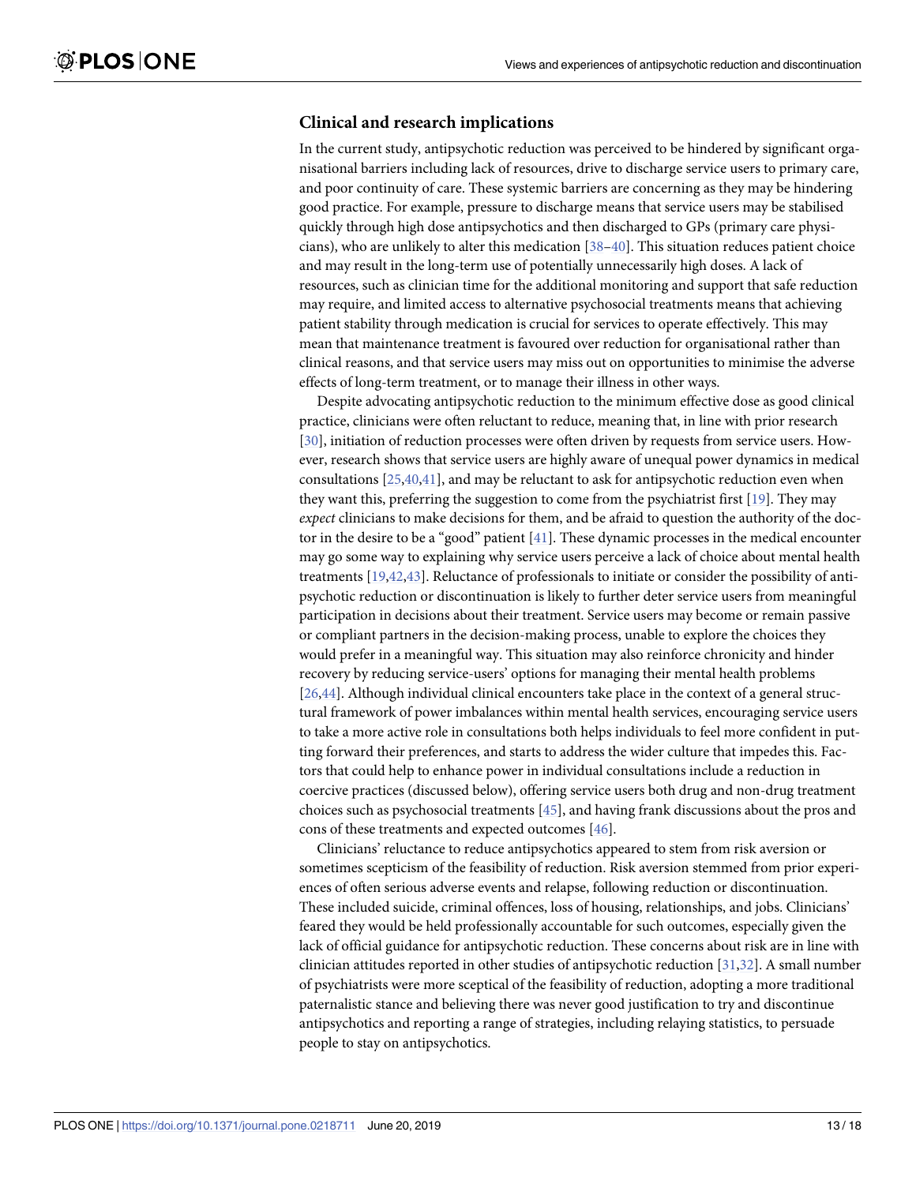### Clinical and research implications

In the current study, antipsychotic reduction was perceived to be hindered by significant organisational barriers including lack of resources, drive to discharge service users to primary care, and poor continuity of care. These systemic barriers are concerning as they may be hindering good practice. For example, pressure to discharge means that service users may be stabilised quickly through high dose antipsychotics and then discharged to GPs (primary care physicians), who are unlikely to alter this medication [38–40]. This situation reduces patient choice and may result in the long-term use of potentially unnecessarily high doses. A lack of resources, such as clinician time for the additional monitoring and support that safe reduction may require, and limited access to alternative psychosocial treatments means that achieving patient stability through medication is crucial for services to operate effectively. This may mean that maintenance treatment is favoured over reduction for organisational rather than clinical reasons, and that service users may miss out on opportunities to minimise the adverse effects of long-term treatment, or to manage their illness in other ways.

Despite advocating antipsychotic reduction to the minimum effective dose as good clinical practice, clinicians were often reluctant to reduce, meaning that, in line with prior research [30], initiation of reduction processes were often driven by requests from service users. However, research shows that service users are highly aware of unequal power dynamics in medical consultations [25,40,41], and may be reluctant to ask for antipsychotic reduction even when they want this, preferring the suggestion to come from the psychiatrist first [19]. They may *expect* clinicians to make decisions for them, and be afraid to question the authority of the doctor in the desire to be a "good" patient [41]. These dynamic processes in the medical encounter may go some way to explaining why service users perceive a lack of choice about mental health treatments [19,42,43]. Reluctance of professionals to initiate or consider the possibility of antipsychotic reduction or discontinuation is likely to further deter service users from meaningful participation in decisions about their treatment. Service users may become or remain passive or compliant partners in the decision-making process, unable to explore the choices they would prefer in a meaningful way. This situation may also reinforce chronicity and hinder recovery by reducing service-users' options for managing their mental health problems [26,44]. Although individual clinical encounters take place in the context of a general structural framework of power imbalances within mental health services, encouraging service users to take a more active role in consultations both helps individuals to feel more confident in putting forward their preferences, and starts to address the wider culture that impedes this. Factors that could help to enhance power in individual consultations include a reduction in coercive practices (discussed below), offering service users both drug and non-drug treatment choices such as psychosocial treatments [45], and having frank discussions about the pros and cons of these treatments and expected outcomes [46].

Clinicians' reluctance to reduce antipsychotics appeared to stem from risk aversion or sometimes scepticism of the feasibility of reduction. Risk aversion stemmed from prior experiences of often serious adverse events and relapse, following reduction or discontinuation. These included suicide, criminal offences, loss of housing, relationships, and jobs. Clinicians' feared they would be held professionally accountable for such outcomes, especially given the lack of official guidance for antipsychotic reduction. These concerns about risk are in line with clinician attitudes reported in other studies of antipsychotic reduction [31,32]. A small number of psychiatrists were more sceptical of the feasibility of reduction, adopting a more traditional paternalistic stance and believing there was never good justification to try and discontinue antipsychotics and reporting a range of strategies, including relaying statistics, to persuade people to stay on antipsychotics.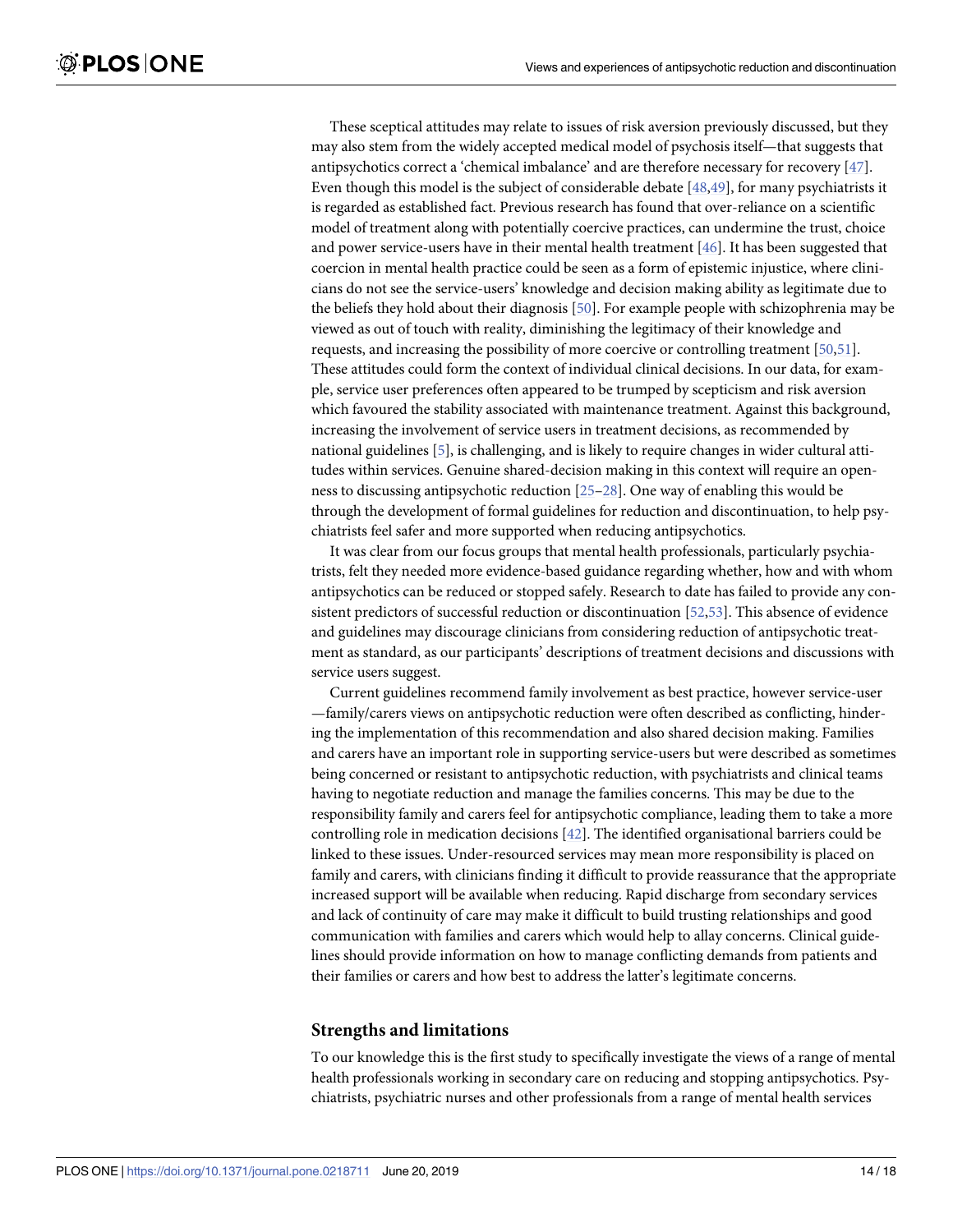These sceptical attitudes may relate to issues of risk aversion previously discussed, but they may also stem from the widely accepted medical model of psychosis itself—that suggests that antipsychotics correct a 'chemical imbalance' and are therefore necessary for recovery [47]. Even though this model is the subject of considerable debate [48,49], for many psychiatrists it is regarded as established fact. Previous research has found that over-reliance on a scientific model of treatment along with potentially coercive practices, can undermine the trust, choice and power service-users have in their mental health treatment [46]. It has been suggested that coercion in mental health practice could be seen as a form of epistemic injustice, where clinicians do not see the service-users' knowledge and decision making ability as legitimate due to the beliefs they hold about their diagnosis [50]. For example people with schizophrenia may be viewed as out of touch with reality, diminishing the legitimacy of their knowledge and requests, and increasing the possibility of more coercive or controlling treatment [50,51]. These attitudes could form the context of individual clinical decisions. In our data, for example, service user preferences often appeared to be trumped by scepticism and risk aversion which favoured the stability associated with maintenance treatment. Against this background, increasing the involvement of service users in treatment decisions, as recommended by national guidelines [5], is challenging, and is likely to require changes in wider cultural attitudes within services. Genuine shared-decision making in this context will require an openness to discussing antipsychotic reduction [25–28]. One way of enabling this would be through the development of formal guidelines for reduction and discontinuation, to help psychiatrists feel safer and more supported when reducing antipsychotics.

It was clear from our focus groups that mental health professionals, particularly psychiatrists, felt they needed more evidence-based guidance regarding whether, how and with whom antipsychotics can be reduced or stopped safely. Research to date has failed to provide any consistent predictors of successful reduction or discontinuation [52,53]. This absence of evidence and guidelines may discourage clinicians from considering reduction of antipsychotic treatment as standard, as our participants' descriptions of treatment decisions and discussions with service users suggest.

Current guidelines recommend family involvement as best practice, however service-user—family/carers views on antipsychotic reduction were often described as conflicting, hindering the implementation of this recommendation and also shared decision making. Families and carers have an important role in supporting service-users but were described as sometimes being concerned or resistant to antipsychotic reduction, with psychiatrists and clinical teams having to negotiate reduction and manage the families concerns. This may be due to the responsibility family and carers feel for antipsychotic compliance, leading them to take a more controlling role in medication decisions [42]. The identified organisational barriers could be linked to these issues. Under-resourced services may mean more responsibility is placed on family and carers, with clinicians finding it difficult to provide reassurance that the appropriate increased support will be available when reducing. Rapid discharge from secondary services and lack of continuity of care may make it difficult to build trusting relationships and good communication with families and carers which would help to allay concerns. Clinical guidelines should provide information on how to manage conflicting demands from patients and their families or carers and how best to address the latter's legitimate concerns.

## Strengths and limitations

To our knowledge this is the first study to specifically investigate the views of a range of mental health professionals working in secondary care on reducing and stopping antipsychotics. Psychiatrists, psychiatric nurses and other professionals from a range of mental health services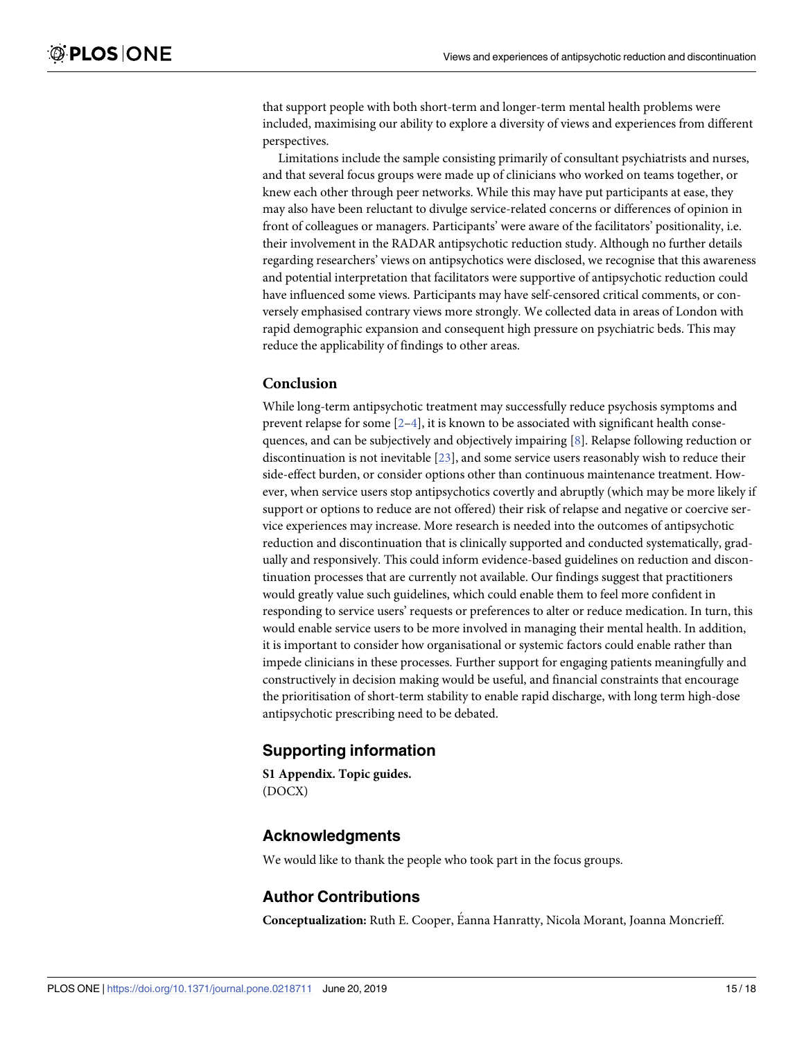that support people with both short-term and longer-term mental health problems were included, maximising our ability to explore a diversity of views and experiences from different perspectives.

Limitations include the sample consisting primarily of consultant psychiatrists and nurses, and that several focus groups were made up of clinicians who worked on teams together, or knew each other through peer networks. While this may have put participants at ease, they may also have been reluctant to divulge service-related concerns or differences of opinion in front of colleagues or managers. Participants' were aware of the facilitators' positionality, i.e. their involvement in the RADAR antipsychotic reduction study. Although no further details regarding researchers' views on antipsychotics were disclosed, we recognise that this awareness and potential interpretation that facilitators were supportive of antipsychotic reduction could have influenced some views. Participants may have self-censored critical comments, or conversely emphasised contrary views more strongly. We collected data in areas of London with rapid demographic expansion and consequent high pressure on psychiatric beds. This may reduce the applicability of findings to other areas.

### Conclusion

While long-term antipsychotic treatment may successfully reduce psychosis symptoms and prevent relapse for some [2–4], it is known to be associated with significant health consequences, and can be subjectively and objectively impairing [8]. Relapse following reduction or discontinuation is not inevitable [23], and some service users reasonably wish to reduce their side-effect burden, or consider options other than continuous maintenance treatment. However, when service users stop antipsychotics covertly and abruptly (which may be more likely if support or options to reduce are not offered) their risk of relapse and negative or coercive service experiences may increase. More research is needed into the outcomes of antipsychotic reduction and discontinuation that is clinically supported and conducted systematically, gradually and responsively. This could inform evidence-based guidelines on reduction and discontinuation processes that are currently not available. Our findings suggest that practitioners would greatly value such guidelines, which could enable them to feel more confident in responding to service users' requests or preferences to alter or reduce medication. In turn, this would enable service users to be more involved in managing their mental health. In addition, it is important to consider how organisational or systemic factors could enable rather than impede clinicians in these processes. Further support for engaging patients meaningfully and constructively in decision making would be useful, and financial constraints that encourage the prioritisation of short-term stability to enable rapid discharge, with long term high-dose antipsychotic prescribing need to be debated.

## Supporting information

**S1 Appendix. Topic guides.**
(DOCX)

## Acknowledgments

We would like to thank the people who took part in the focus groups.

## Author Contributions

**Conceptualization:** Ruth E. Cooper, Éanna Hanratty, Nicola Morant, Joanna Moncrieff.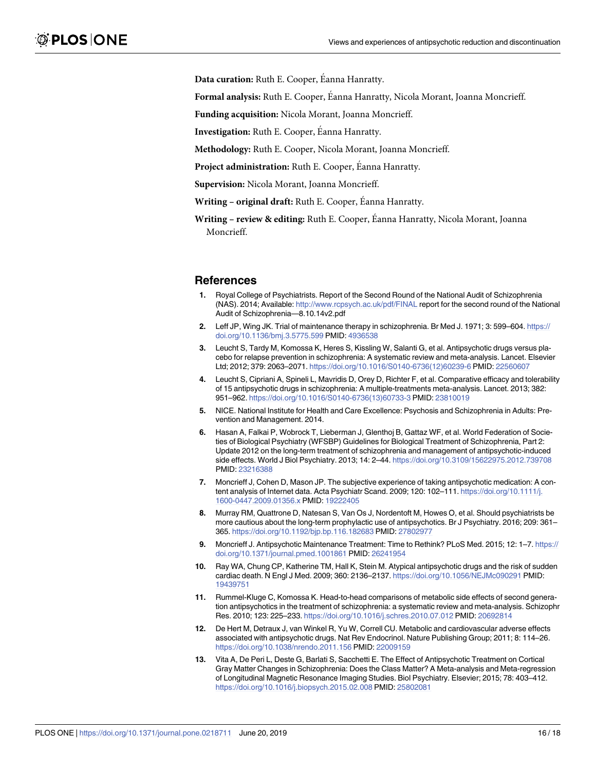**Data curation:** Ruth E. Cooper, Éanna Hanratty.

**Formal analysis:** Ruth E. Cooper, Éanna Hanratty, Nicola Morant, Joanna Moncrieff.

**Funding acquisition:** Nicola Morant, Joanna Moncrieff.

**Investigation:** Ruth E. Cooper, Éanna Hanratty.

**Methodology:** Ruth E. Cooper, Nicola Morant, Joanna Moncrieff.

**Project administration:** Ruth E. Cooper, Éanna Hanratty.

**Supervision:** Nicola Morant, Joanna Moncrieff.

**Writing – original draft:** Ruth E. Cooper, Éanna Hanratty.

**Writing – review & editing:** Ruth E. Cooper, Éanna Hanratty, Nicola Morant, Joanna Moncrieff.

## References

1. Royal College of Psychiatrists. Report of the Second Round of the National Audit of Schizophrenia (NAS). 2014; Available: http://www.rcpsych.ac.uk/pdf/FINAL report for the second round of the National Audit of Schizophrenia—8.10.14v2.pdf
2. Leff JP, Wing JK. Trial of maintenance therapy in schizophrenia. Br Med J. 1971; 3: 599–604. https://doi.org/10.1136/bmj.3.5775.599 PMID: 4936538
3. Leucht S, Tardy M, Komossa K, Heres S, Kissling W, Salanti G, et al. Antipsychotic drugs versus placebo for relapse prevention in schizophrenia: A systematic review and meta-analysis. Lancet. Elsevier Ltd; 2012; 379: 2063–2071. https://doi.org/10.1016/S0140-6736(12)60239-6 PMID: 22560607
4. Leucht S, Cipriani A, Spineli L, Mavridis D, Orey D, Richter F, et al. Comparative efficacy and tolerability of 15 antipsychotic drugs in schizophrenia: A multiple-treatments meta-analysis. Lancet. 2013; 382: 951–962. https://doi.org/10.1016/S0140-6736(13)60733-3 PMID: 23810019
5. NICE. National Institute for Health and Care Excellence: Psychosis and Schizophrenia in Adults: Prevention and Management. 2014.
6. Hasan A, Falkai P, Wobrock T, Lieberman J, Glenthoj B, Gattaz WF, et al. World Federation of Societies of Biological Psychiatry (WFSBP) Guidelines for Biological Treatment of Schizophrenia, Part 2: Update 2012 on the long-term treatment of schizophrenia and management of antipsychotic-induced side effects. World J Biol Psychiatry. 2013; 14: 2–44. https://doi.org/10.3109/15622975.2012.739708 PMID: 23216388
7. Moncrieff J, Cohen D, Mason JP. The subjective experience of taking antipsychotic medication: A content analysis of Internet data. Acta Psychiatr Scand. 2009; 120: 102–111. https://doi.org/10.1111/j.1600-0447.2009.01356.x PMID: 19222405
8. Murray RM, Quattrone D, Natesan S, Van Os J, Nordentoft M, Howes O, et al. Should psychiatrists be more cautious about the long-term prophylactic use of antipsychotics. Br J Psychiatry. 2016; 209: 361–365. https://doi.org/10.1192/bjp.bp.116.182683 PMID: 27802977
9. Moncrieff J. Antipsychotic Maintenance Treatment: Time to Rethink? PLoS Med. 2015; 12: 1–7. https://doi.org/10.1371/journal.pmed.1001861 PMID: 26241954
10. Ray WA, Chung CP, Katherine TM, Hall K, Stein M. Atypical antipsychotic drugs and the risk of sudden cardiac death. N Engl J Med. 2009; 360: 2136–2137. https://doi.org/10.1056/NEJMc090291 PMID: 19439751
11. Rummel-Kluge C, Komossa K. Head-to-head comparisons of metabolic side effects of second generation antipsychotics in the treatment of schizophrenia: a systematic review and meta-analysis. Schizophr Res. 2010; 123: 225–233. https://doi.org/10.1016/j.schres.2010.07.012 PMID: 20692814
12. De Hert M, Detraux J, van Winkel R, Yu W, Correll CU. Metabolic and cardiovascular adverse effects associated with antipsychotic drugs. Nat Rev Endocrinol. Nature Publishing Group; 2011; 8: 114–26. https://doi.org/10.1038/nrendo.2011.156 PMID: 22009159
13. Vita A, De Peri L, Deste G, Barlati S, Sacchetti E. The Effect of Antipsychotic Treatment on Cortical Gray Matter Changes in Schizophrenia: Does the Class Matter? A Meta-analysis and Meta-regression of Longitudinal Magnetic Resonance Imaging Studies. Biol Psychiatry. Elsevier; 2015; 78: 403–412. https://doi.org/10.1016/j.biopsych.2015.02.008 PMID: 25802081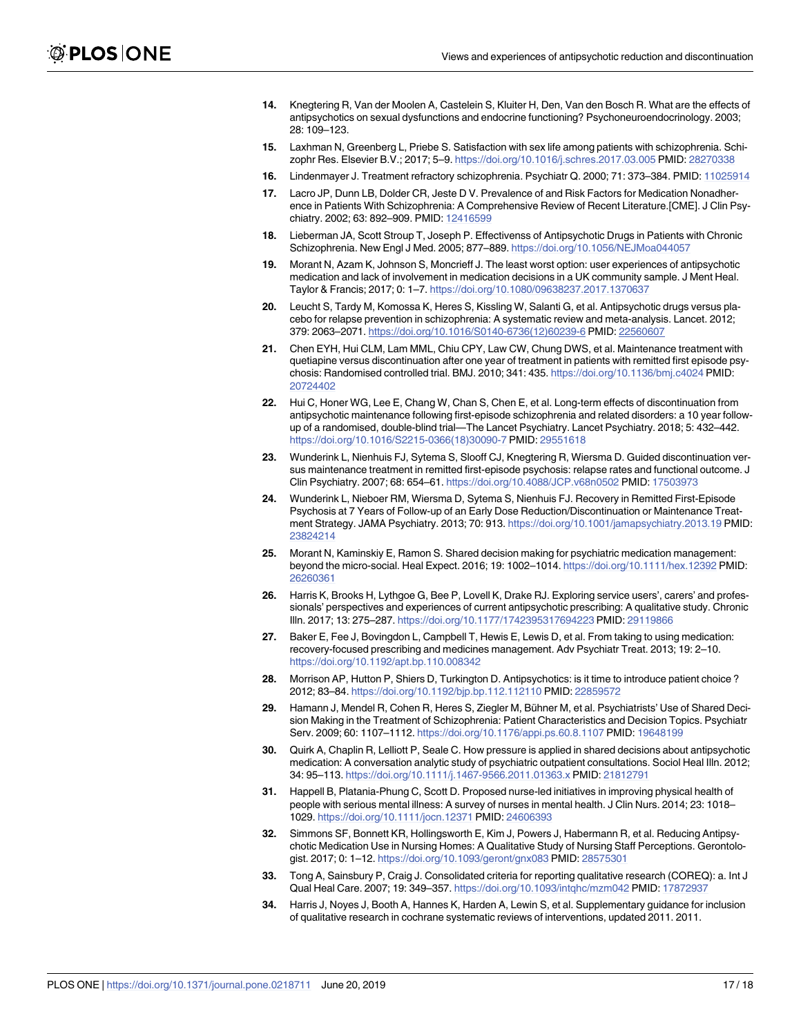14. Knegtering R, Van der Moolen A, Castelein S, Kluiter H, Den, Van den Bosch R. What are the effects of antipsychotics on sexual dysfunctions and endocrine functioning? Psychoneuroendocrinology. 2003; 28: 109–123.
15. Laxhman N, Greenberg L, Priebe S. Satisfaction with sex life among patients with schizophrenia. Schizophr Res. Elsevier B.V.; 2017; 5–9. https://doi.org/10.1016/j.schres.2017.03.005 PMID: 28270338
16. Lindenmayer J. Treatment refractory schizophrenia. Psychiatr Q. 2000; 71: 373–384. PMID: 11025914
17. Lacro JP, Dunn LB, Dolder CR, Jeste D V. Prevalence of and Risk Factors for Medication Nonadherence in Patients With Schizophrenia: A Comprehensive Review of Recent Literature.[CME]. J Clin Psychiatry. 2002; 63: 892–909. PMID: 12416599
18. Lieberman JA, Scott Stroup T, Joseph P. Effectivenss of Antipsychotic Drugs in Patients with Chronic Schizophrenia. New Engl J Med. 2005; 877–889. https://doi.org/10.1056/NEJMoa044057
19. Morant N, Azam K, Johnson S, Moncrieff J. The least worst option: user experiences of antipsychotic medication and lack of involvement in medication decisions in a UK community sample. J Ment Heal. Taylor & Francis; 2017; 0: 1–7. https://doi.org/10.1080/09638237.2017.1370637
20. Leucht S, Tardy M, Komossa K, Heres S, Kissling W, Salanti G, et al. Antipsychotic drugs versus placebo for relapse prevention in schizophrenia: A systematic review and meta-analysis. Lancet. 2012; 379: 2063–2071. https://doi.org/10.1016/S0140-6736(12)60239-6 PMID: 22560607
21. Chen EYH, Hui CLM, Lam MML, Chiu CPY, Law CW, Chung DWS, et al. Maintenance treatment with quetiapine versus discontinuation after one year of treatment in patients with remitted first episode psychosis: Randomised controlled trial. BMJ. 2010; 341: 435. https://doi.org/10.1136/bmj.c4024 PMID: 20724402
22. Hui C, Honer WG, Lee E, Chang W, Chan S, Chen E, et al. Long-term effects of discontinuation from antipsychotic maintenance following first-episode schizophrenia and related disorders: a 10 year follow-up of a randomised, double-blind trial—The Lancet Psychiatry. Lancet Psychiatry. 2018; 5: 432–442. https://doi.org/10.1016/S2215-0366(18)30090-7 PMID: 29551618
23. Wunderink L, Nienhuis FJ, Sytema S, Slooff CJ, Knegtering R, Wiersma D. Guided discontinuation versus maintenance treatment in remitted first-episode psychosis: relapse rates and functional outcome. J Clin Psychiatry. 2007; 68: 654–61. https://doi.org/10.4088/JCP.v68n0502 PMID: 17503973
24. Wunderink L, Nieboer RM, Wiersma D, Sytema S, Nienhuis FJ. Recovery in Remitted First-Episode Psychosis at 7 Years of Follow-up of an Early Dose Reduction/Discontinuation or Maintenance Treatment Strategy. JAMA Psychiatry. 2013; 70: 913. https://doi.org/10.1001/jamapsychiatry.2013.19 PMID: 23824214
25. Morant N, Kaminskiy E, Ramon S. Shared decision making for psychiatric medication management: beyond the micro-social. Heal Expect. 2016; 19: 1002–1014. https://doi.org/10.1111/hex.12392 PMID: 26260361
26. Harris K, Brooks H, Lythgoe G, Bee P, Lovell K, Drake RJ. Exploring service users', carers' and professionals' perspectives and experiences of current antipsychotic prescribing: A qualitative study. Chronic Illn. 2017; 13: 275–287. https://doi.org/10.1177/1742395317694223 PMID: 29119866
27. Baker E, Fee J, Bovingdon L, Campbell T, Hewis E, Lewis D, et al. From taking to using medication: recovery-focused prescribing and medicines management. Adv Psychiatr Treat. 2013; 19: 2–10. https://doi.org/10.1192/apt.bp.110.008342
28. Morrison AP, Hutton P, Shiers D, Turkington D. Antipsychotics: is it time to introduce patient choice ? 2012; 83–84. https://doi.org/10.1192/bjp.bp.112.112110 PMID: 22859572
29. Hamann J, Mendel R, Cohen R, Heres S, Ziegler M, Bühner M, et al. Psychiatrists' Use of Shared Decision Making in the Treatment of Schizophrenia: Patient Characteristics and Decision Topics. Psychiatr Serv. 2009; 60: 1107–1112. https://doi.org/10.1176/appi.ps.60.8.1107 PMID: 19648199
30. Quirk A, Chaplin R, Lelliott P, Seale C. How pressure is applied in shared decisions about antipsychotic medication: A conversation analytic study of psychiatric outpatient consultations. Sociol Heal Illn. 2012; 34: 95–113. https://doi.org/10.1111/j.1467-9566.2011.01363.x PMID: 21812791
31. Happell B, Platania-Phung C, Scott D. Proposed nurse-led initiatives in improving physical health of people with serious mental illness: A survey of nurses in mental health. J Clin Nurs. 2014; 23: 1018–1029. https://doi.org/10.1111/jocn.12371 PMID: 24606393
32. Simmons SF, Bonnett KR, Hollingsworth E, Kim J, Powers J, Habermann R, et al. Reducing Antipsychotic Medication Use in Nursing Homes: A Qualitative Study of Nursing Staff Perceptions. Gerontologist. 2017; 0: 1–12. https://doi.org/10.1093/geront/gnx083 PMID: 28575301
33. Tong A, Sainsbury P, Craig J. Consolidated criteria for reporting qualitative research (COREQ): a. Int J Qual Heal Care. 2007; 19: 349–357. https://doi.org/10.1093/intqhc/mzm042 PMID: 17872937
34. Harris J, Noyes J, Booth A, Hannes K, Harden A, Lewin S, et al. Supplementary guidance for inclusion of qualitative research in cochrane systematic reviews of interventions, updated 2011. 2011.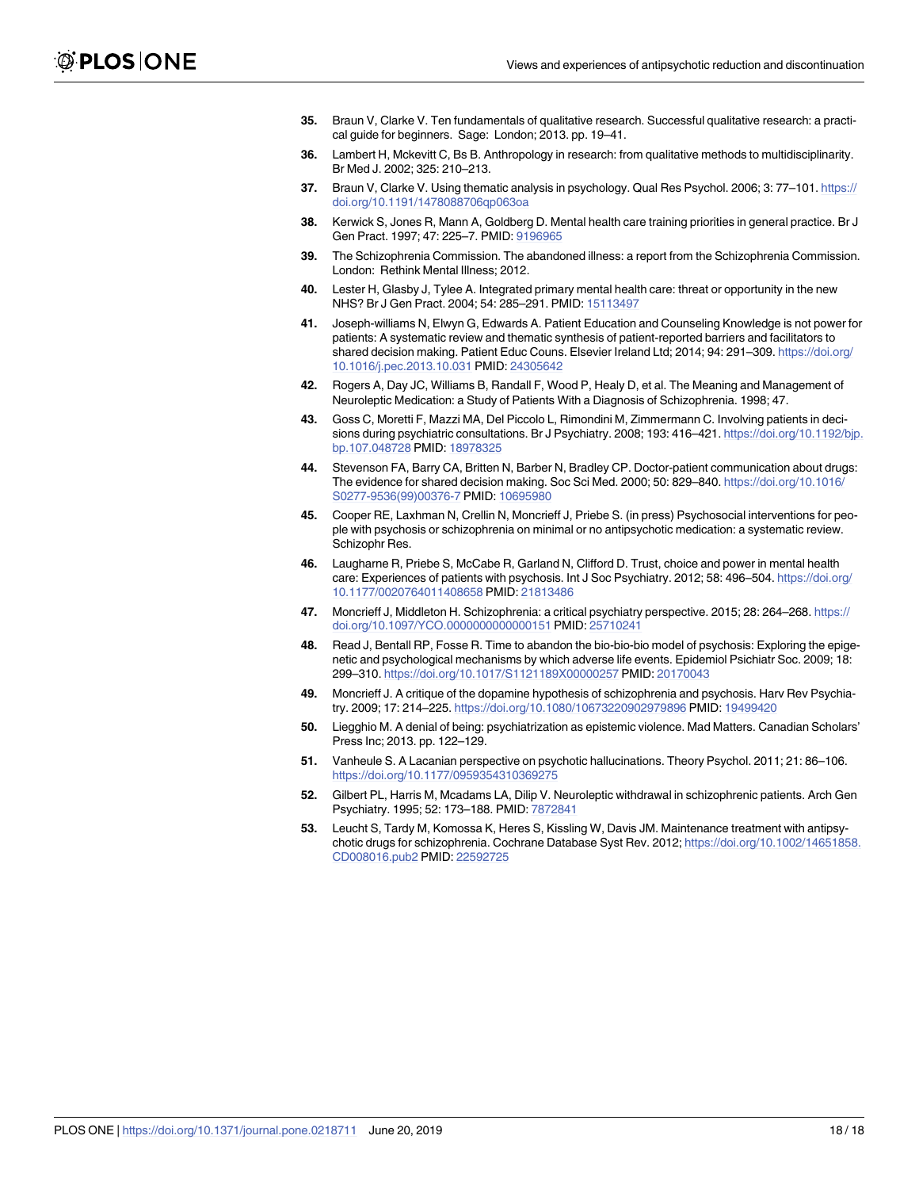35. Braun V, Clarke V. Ten fundamentals of qualitative research. Successful qualitative research: a practical guide for beginners. Sage: London; 2013. pp. 19–41.
36. Lambert H, Mckevitt C, Bs B. Anthropology in research: from qualitative methods to multidisciplinarity. Br Med J. 2002; 325: 210–213.
37. Braun V, Clarke V. Using thematic analysis in psychology. Qual Res Psychol. 2006; 3: 77–101. https://doi.org/10.1191/1478088706qp063oa
38. Kerwick S, Jones R, Mann A, Goldberg D. Mental health care training priorities in general practice. Br J Gen Pract. 1997; 47: 225–7. PMID: 9196965
39. The Schizophrenia Commission. The abandoned illness: a report from the Schizophrenia Commission. London: Rethink Mental Illness; 2012.
40. Lester H, Glasby J, Tylee A. Integrated primary mental health care: threat or opportunity in the new NHS? Br J Gen Pract. 2004; 54: 285–291. PMID: 15113497
41. Joseph-williams N, Elwyn G, Edwards A. Patient Education and Counseling Knowledge is not power for patients: A systematic review and thematic synthesis of patient-reported barriers and facilitators to shared decision making. Patient Educ Couns. Elsevier Ireland Ltd; 2014; 94: 291–309. https://doi.org/10.1016/j.pec.2013.10.031 PMID: 24305642
42. Rogers A, Day JC, Williams B, Randall F, Wood P, Healy D, et al. The Meaning and Management of Neuroleptic Medication: a Study of Patients With a Diagnosis of Schizophrenia. 1998; 47.
43. Goss C, Moretti F, Mazzi MA, Del Piccolo L, Rimondini M, Zimmermann C. Involving patients in decisions during psychiatric consultations. Br J Psychiatry. 2008; 193: 416–421. https://doi.org/10.1192/bjp.bp.107.048728 PMID: 18978325
44. Stevenson FA, Barry CA, Britten N, Barber N, Bradley CP. Doctor-patient communication about drugs: The evidence for shared decision making. Soc Sci Med. 2000; 50: 829–840. https://doi.org/10.1016/S0277-9536(99)00376-7 PMID: 10695980
45. Cooper RE, Laxhman N, Crellin N, Moncrieff J, Priebe S. (in press) Psychosocial interventions for people with psychosis or schizophrenia on minimal or no antipsychotic medication: a systematic review. Schizophr Res.
46. Laugharne R, Priebe S, McCabe R, Garland N, Clifford D. Trust, choice and power in mental health care: Experiences of patients with psychosis. Int J Soc Psychiatry. 2012; 58: 496–504. https://doi.org/10.1177/0020764011408658 PMID: 21813486
47. Moncrieff J, Middleton H. Schizophrenia: a critical psychiatry perspective. 2015; 28: 264–268. https://doi.org/10.1097/YCO.0000000000000151 PMID: 25710241
48. Read J, Bentall RP, Fosse R. Time to abandon the bio-bio-bio model of psychosis: Exploring the epigenetic and psychological mechanisms by which adverse life events. Epidemiol Psichiatr Soc. 2009; 18: 299–310. https://doi.org/10.1017/S1121189X00000257 PMID: 20170043
49. Moncrieff J. A critique of the dopamine hypothesis of schizophrenia and psychosis. Harv Rev Psychiatry. 2009; 17: 214–225. https://doi.org/10.1080/10673220902979896 PMID: 19499420
50. Liegghio M. A denial of being: psychiatrization as epistemic violence. Mad Matters. Canadian Scholars' Press Inc; 2013. pp. 122–129.
51. Vanheule S. A Lacanian perspective on psychotic hallucinations. Theory Psychol. 2011; 21: 86–106. https://doi.org/10.1177/0959354310369275
52. Gilbert PL, Harris M, Mcadams LA, Dilip V. Neuroleptic withdrawal in schizophrenic patients. Arch Gen Psychiatry. 1995; 52: 173–188. PMID: 7872841
53. Leucht S, Tardy M, Komossa K, Heres S, Kissling W, Davis JM. Maintenance treatment with antipsychotic drugs for schizophrenia. Cochrane Database Syst Rev. 2012; https://doi.org/10.1002/14651858.CD008016.pub2 PMID: 22592725